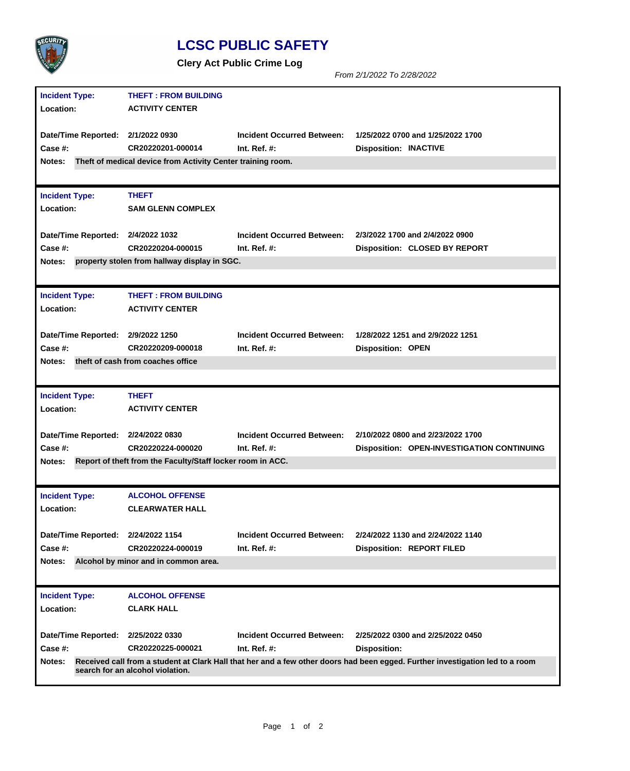# LCSC PUBLIC SAFETY

## Clery Act Public Crime Log

*From 2/1/2022 To 2/28/2022*

---

**Incident Type:** THEFT : FROM BUILDING
**Location:** ACTIVITY CENTER

**Date/Time Reported:** 2/1/2022 0930
**Incident Occurred Between:** 1/25/2022 0700 and 1/25/2022 1700
**Case #:** CR20220201-000014
**Int. Ref. #:**
**Disposition:** INACTIVE
**Notes:** Theft of medical device from Activity Center training room.

---

**Incident Type:** THEFT
**Location:** SAM GLENN COMPLEX

**Date/Time Reported:** 2/4/2022 1032
**Incident Occurred Between:** 2/3/2022 1700 and 2/4/2022 0900
**Case #:** CR20220204-000015
**Int. Ref. #:**
**Disposition:** CLOSED BY REPORT
**Notes:** property stolen from hallway display in SGC.

---

**Incident Type:** THEFT : FROM BUILDING
**Location:** ACTIVITY CENTER

**Date/Time Reported:** 2/9/2022 1250
**Incident Occurred Between:** 1/28/2022 1251 and 2/9/2022 1251
**Case #:** CR20220209-000018
**Int. Ref. #:**
**Disposition:** OPEN
**Notes:** theft of cash from coaches office

---

**Incident Type:** THEFT
**Location:** ACTIVITY CENTER

**Date/Time Reported:** 2/24/2022 0830
**Incident Occurred Between:** 2/10/2022 0800 and 2/23/2022 1700
**Case #:** CR20220224-000020
**Int. Ref. #:**
**Disposition:** OPEN-INVESTIGATION CONTINUING
**Notes:** Report of theft from the Faculty/Staff locker room in ACC.

---

**Incident Type:** ALCOHOL OFFENSE
**Location:** CLEARWATER HALL

**Date/Time Reported:** 2/24/2022 1154
**Incident Occurred Between:** 2/24/2022 1130 and 2/24/2022 1140
**Case #:** CR20220224-000019
**Int. Ref. #:**
**Disposition:** REPORT FILED
**Notes:** Alcohol by minor and in common area.

---

**Incident Type:** ALCOHOL OFFENSE
**Location:** CLARK HALL

**Date/Time Reported:** 2/25/2022 0330
**Incident Occurred Between:** 2/25/2022 0300 and 2/25/2022 0450
**Case #:** CR20220225-000021
**Int. Ref. #:**
**Disposition:**
**Notes:** Received call from a student at Clark Hall that her and a few other doors had been egged. Further investigation led to a room search for an alcohol violation.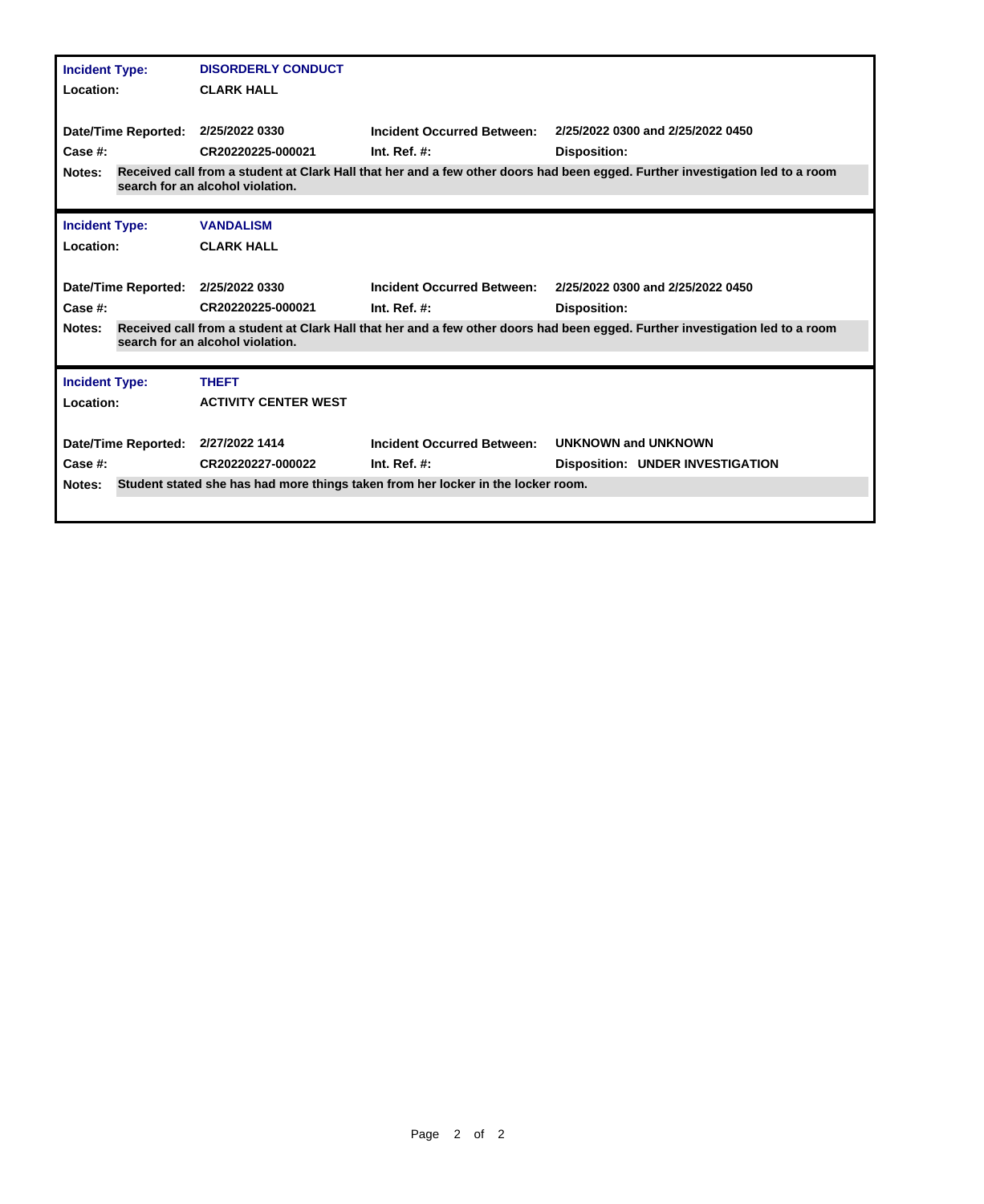| | | | |
|---|---|---|---|
| **Incident Type:** | **DISORDERLY CONDUCT** | | |
| **Location:** | **CLARK HALL** | | |
| **Date/Time Reported:** | **2/25/2022 0330** | **Incident Occurred Between:** | **2/25/2022 0300 and 2/25/2022 0450** |
| **Case #:** | **CR20220225-000021** | **Int. Ref. #:** | **Disposition:** |
| **Notes:** | **Received call from a student at Clark Hall that her and a few other doors had been egged. Further investigation led to a room search for an alcohol violation.** | | |

| | | | |
|---|---|---|---|
| **Incident Type:** | **VANDALISM** | | |
| **Location:** | **CLARK HALL** | | |
| **Date/Time Reported:** | **2/25/2022 0330** | **Incident Occurred Between:** | **2/25/2022 0300 and 2/25/2022 0450** |
| **Case #:** | **CR20220225-000021** | **Int. Ref. #:** | **Disposition:** |
| **Notes:** | **Received call from a student at Clark Hall that her and a few other doors had been egged. Further investigation led to a room search for an alcohol violation.** | | |

| | | | |
|---|---|---|---|
| **Incident Type:** | **THEFT** | | |
| **Location:** | **ACTIVITY CENTER WEST** | | |
| **Date/Time Reported:** | **2/27/2022 1414** | **Incident Occurred Between:** | **UNKNOWN and UNKNOWN** |
| **Case #:** | **CR20220227-000022** | **Int. Ref. #:** | **Disposition: UNDER INVESTIGATION** |
| **Notes:** | **Student stated she has had more things taken from her locker in the locker room.** | | |